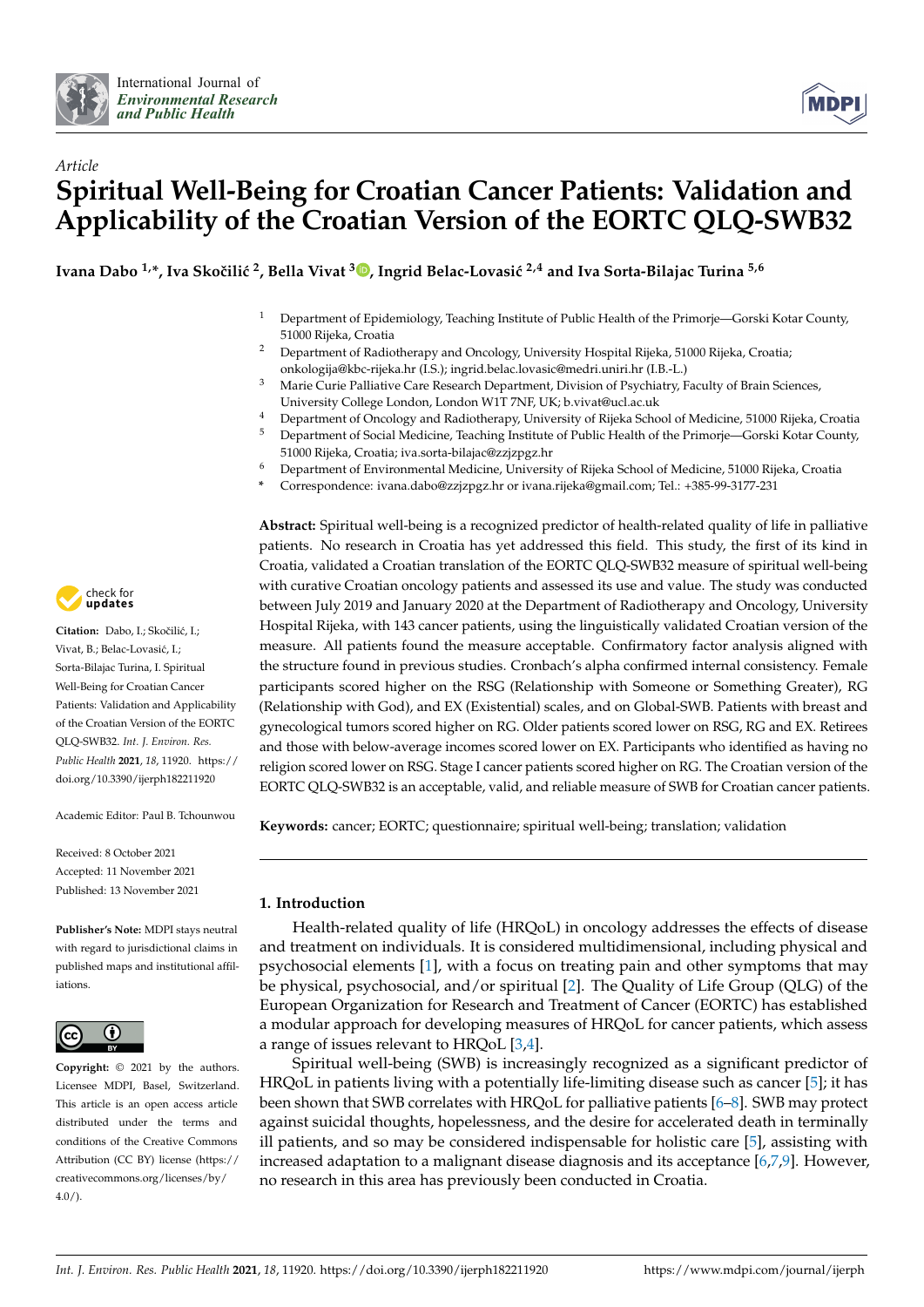*Article*

# Spiritual Well-Being for Croatian Cancer Patients: Validation and Applicability of the Croatian Version of the EORTC QLQ-SWB32

**Ivana Dabo [1,*], Iva Skočilić [2], Bella Vivat [3], Ingrid Belac-Lovasić [2,4] and Iva Sorta-Bilajac Turina [5,6]**

1. Department of Epidemiology, Teaching Institute of Public Health of the Primorje—Gorski Kotar County, 51000 Rijeka, Croatia
2. Department of Radiotherapy and Oncology, University Hospital Rijeka, 51000 Rijeka, Croatia; onkologija@kbc-rijeka.hr (I.S.); ingrid.belac.lovasic@medri.uniri.hr (I.B.-L.)
3. Marie Curie Palliative Care Research Department, Division of Psychiatry, Faculty of Brain Sciences, University College London, London W1T 7NF, UK; b.vivat@ucl.ac.uk
4. Department of Oncology and Radiotherapy, University of Rijeka School of Medicine, 51000 Rijeka, Croatia
5. Department of Social Medicine, Teaching Institute of Public Health of the Primorje—Gorski Kotar County, 51000 Rijeka, Croatia; iva.sorta-bilajac@zzjzpgz.hr
6. Department of Environmental Medicine, University of Rijeka School of Medicine, 51000 Rijeka, Croatia

\* Correspondence: ivana.dabo@zzjzpgz.hr or ivana.rijeka@gmail.com; Tel.: +385-99-3177-231

**Citation:** Dabo, I.; Skočilić, I.; Vivat, B.; Belac-Lovasić, I.; Sorta-Bilajac Turina, I. Spiritual Well-Being for Croatian Cancer Patients: Validation and Applicability of the Croatian Version of the EORTC QLQ-SWB32. *Int. J. Environ. Res. Public Health* **2021**, *18*, 11920. https://doi.org/10.3390/ijerph182211920

Academic Editor: Paul B. Tchounwou

Received: 8 October 2021
Accepted: 11 November 2021
Published: 13 November 2021

**Publisher's Note:** MDPI stays neutral with regard to jurisdictional claims in published maps and institutional affiliations.

**Copyright:** © 2021 by the authors. Licensee MDPI, Basel, Switzerland. This article is an open access article distributed under the terms and conditions of the Creative Commons Attribution (CC BY) license (https://creativecommons.org/licenses/by/4.0/).

**Abstract:** Spiritual well-being is a recognized predictor of health-related quality of life in palliative patients. No research in Croatia has yet addressed this field. This study, the first of its kind in Croatia, validated a Croatian translation of the EORTC QLQ-SWB32 measure of spiritual well-being with curative Croatian oncology patients and assessed its use and value. The study was conducted between July 2019 and January 2020 at the Department of Radiotherapy and Oncology, University Hospital Rijeka, with 143 cancer patients, using the linguistically validated Croatian version of the measure. All patients found the measure acceptable. Confirmatory factor analysis aligned with the structure found in previous studies. Cronbach's alpha confirmed internal consistency. Female participants scored higher on the RSG (Relationship with Someone or Something Greater), RG (Relationship with God), and EX (Existential) scales, and on Global-SWB. Patients with breast and gynecological tumors scored higher on RG. Older patients scored lower on RSG, RG and EX. Retirees and those with below-average incomes scored lower on EX. Participants who identified as having no religion scored lower on RSG. Stage I cancer patients scored higher on RG. The Croatian version of the EORTC QLQ-SWB32 is an acceptable, valid, and reliable measure of SWB for Croatian cancer patients.

**Keywords:** cancer; EORTC; questionnaire; spiritual well-being; translation; validation

## 1. Introduction

Health-related quality of life (HRQoL) in oncology addresses the effects of disease and treatment on individuals. It is considered multidimensional, including physical and psychosocial elements [1], with a focus on treating pain and other symptoms that may be physical, psychosocial, and/or spiritual [2]. The Quality of Life Group (QLG) of the European Organization for Research and Treatment of Cancer (EORTC) has established a modular approach for developing measures of HRQoL for cancer patients, which assess a range of issues relevant to HRQoL [3,4].

Spiritual well-being (SWB) is increasingly recognized as a significant predictor of HRQoL in patients living with a potentially life-limiting disease such as cancer [5]; it has been shown that SWB correlates with HRQoL for palliative patients [6–8]. SWB may protect against suicidal thoughts, hopelessness, and the desire for accelerated death in terminally ill patients, and so may be considered indispensable for holistic care [5], assisting with increased adaptation to a malignant disease diagnosis and its acceptance [6,7,9]. However, no research in this area has previously been conducted in Croatia.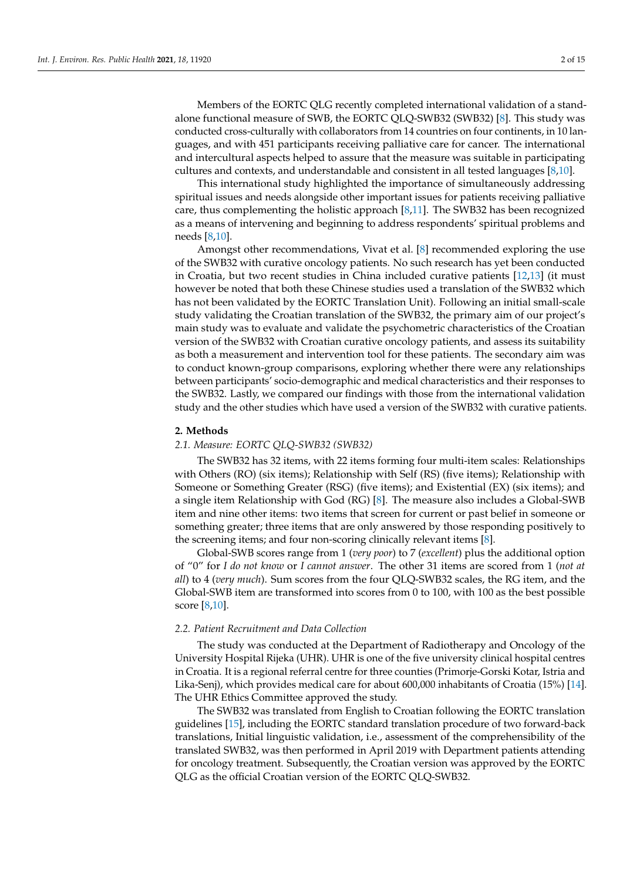Members of the EORTC QLG recently completed international validation of a stand-alone functional measure of SWB, the EORTC QLQ-SWB32 (SWB32) [8]. This study was conducted cross-culturally with collaborators from 14 countries on four continents, in 10 languages, and with 451 participants receiving palliative care for cancer. The international and intercultural aspects helped to assure that the measure was suitable in participating cultures and contexts, and understandable and consistent in all tested languages [8,10].

This international study highlighted the importance of simultaneously addressing spiritual issues and needs alongside other important issues for patients receiving palliative care, thus complementing the holistic approach [8,11]. The SWB32 has been recognized as a means of intervening and beginning to address respondents' spiritual problems and needs [8,10].

Amongst other recommendations, Vivat et al. [8] recommended exploring the use of the SWB32 with curative oncology patients. No such research has yet been conducted in Croatia, but two recent studies in China included curative patients [12,13] (it must however be noted that both these Chinese studies used a translation of the SWB32 which has not been validated by the EORTC Translation Unit). Following an initial small-scale study validating the Croatian translation of the SWB32, the primary aim of our project's main study was to evaluate and validate the psychometric characteristics of the Croatian version of the SWB32 with Croatian curative oncology patients, and assess its suitability as both a measurement and intervention tool for these patients. The secondary aim was to conduct known-group comparisons, exploring whether there were any relationships between participants' socio-demographic and medical characteristics and their responses to the SWB32. Lastly, we compared our findings with those from the international validation study and the other studies which have used a version of the SWB32 with curative patients.

## 2. Methods

### *2.1. Measure: EORTC QLQ-SWB32 (SWB32)*

The SWB32 has 32 items, with 22 items forming four multi-item scales: Relationships with Others (RO) (six items); Relationship with Self (RS) (five items); Relationship with Someone or Something Greater (RSG) (five items); and Existential (EX) (six items); and a single item Relationship with God (RG) [8]. The measure also includes a Global-SWB item and nine other items: two items that screen for current or past belief in someone or something greater; three items that are only answered by those responding positively to the screening items; and four non-scoring clinically relevant items [8].

Global-SWB scores range from 1 (*very poor*) to 7 (*excellent*) plus the additional option of "0" for *I do not know* or *I cannot answer*. The other 31 items are scored from 1 (*not at all*) to 4 (*very much*). Sum scores from the four QLQ-SWB32 scales, the RG item, and the Global-SWB item are transformed into scores from 0 to 100, with 100 as the best possible score [8,10].

### *2.2. Patient Recruitment and Data Collection*

The study was conducted at the Department of Radiotherapy and Oncology of the University Hospital Rijeka (UHR). UHR is one of the five university clinical hospital centres in Croatia. It is a regional referral centre for three counties (Primorje-Gorski Kotar, Istria and Lika-Senj), which provides medical care for about 600,000 inhabitants of Croatia (15%) [14]. The UHR Ethics Committee approved the study.

The SWB32 was translated from English to Croatian following the EORTC translation guidelines [15], including the EORTC standard translation procedure of two forward-back translations, Initial linguistic validation, i.e., assessment of the comprehensibility of the translated SWB32, was then performed in April 2019 with Department patients attending for oncology treatment. Subsequently, the Croatian version was approved by the EORTC QLG as the official Croatian version of the EORTC QLQ-SWB32.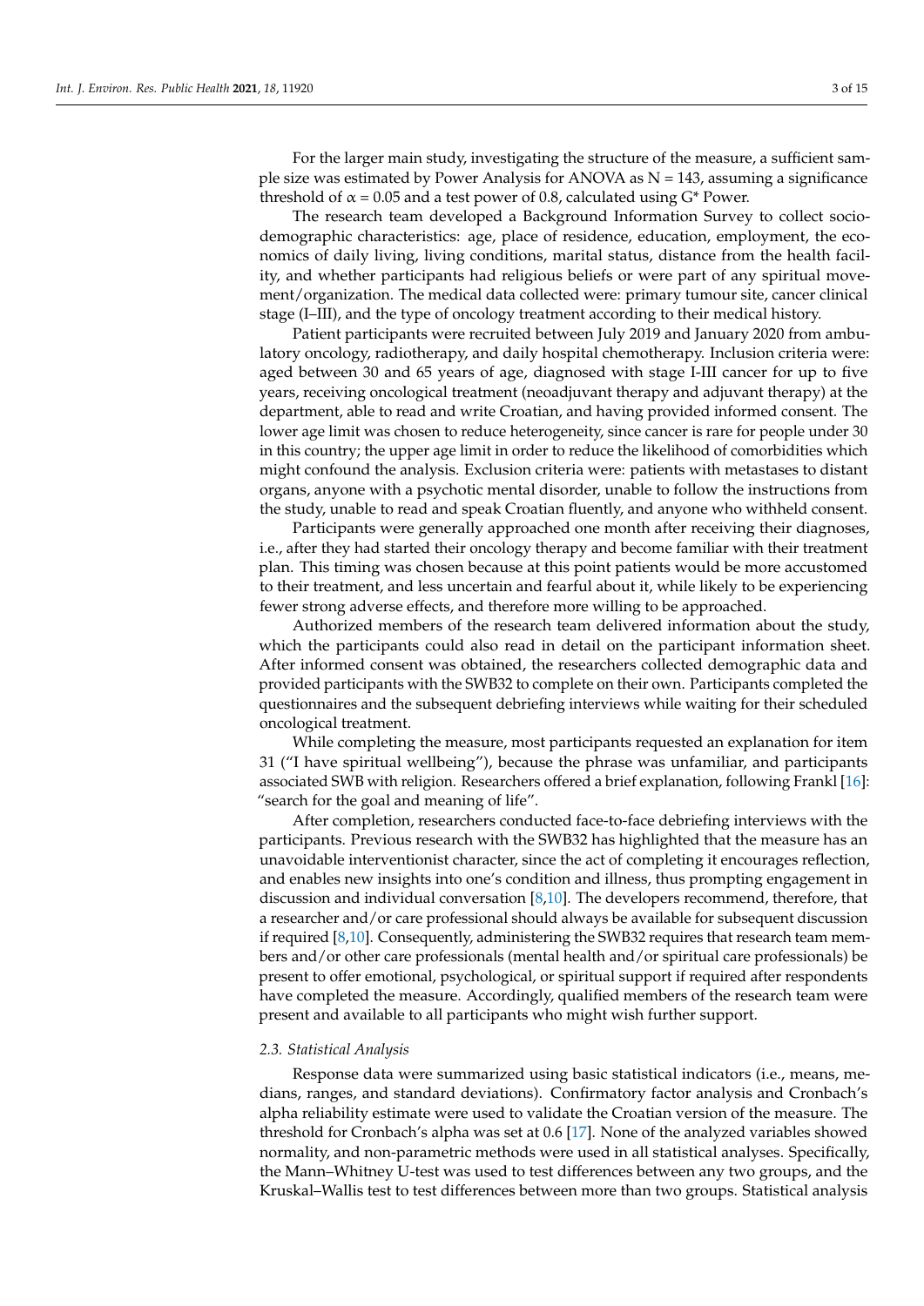For the larger main study, investigating the structure of the measure, a sufficient sample size was estimated by Power Analysis for ANOVA as $N = 143$, assuming a significance threshold of $\alpha = 0.05$ and a test power of 0.8, calculated using G* Power.

The research team developed a Background Information Survey to collect sociodemographic characteristics: age, place of residence, education, employment, the economics of daily living, living conditions, marital status, distance from the health facility, and whether participants had religious beliefs or were part of any spiritual movement/organization. The medical data collected were: primary tumour site, cancer clinical stage (I–III), and the type of oncology treatment according to their medical history.

Patient participants were recruited between July 2019 and January 2020 from ambulatory oncology, radiotherapy, and daily hospital chemotherapy. Inclusion criteria were: aged between 30 and 65 years of age, diagnosed with stage I-III cancer for up to five years, receiving oncological treatment (neoadjuvant therapy and adjuvant therapy) at the department, able to read and write Croatian, and having provided informed consent. The lower age limit was chosen to reduce heterogeneity, since cancer is rare for people under 30 in this country; the upper age limit in order to reduce the likelihood of comorbidities which might confound the analysis. Exclusion criteria were: patients with metastases to distant organs, anyone with a psychotic mental disorder, unable to follow the instructions from the study, unable to read and speak Croatian fluently, and anyone who withheld consent.

Participants were generally approached one month after receiving their diagnoses, i.e., after they had started their oncology therapy and become familiar with their treatment plan. This timing was chosen because at this point patients would be more accustomed to their treatment, and less uncertain and fearful about it, while likely to be experiencing fewer strong adverse effects, and therefore more willing to be approached.

Authorized members of the research team delivered information about the study, which the participants could also read in detail on the participant information sheet. After informed consent was obtained, the researchers collected demographic data and provided participants with the SWB32 to complete on their own. Participants completed the questionnaires and the subsequent debriefing interviews while waiting for their scheduled oncological treatment.

While completing the measure, most participants requested an explanation for item 31 ("I have spiritual wellbeing"), because the phrase was unfamiliar, and participants associated SWB with religion. Researchers offered a brief explanation, following Frankl [16]: "search for the goal and meaning of life".

After completion, researchers conducted face-to-face debriefing interviews with the participants. Previous research with the SWB32 has highlighted that the measure has an unavoidable interventionist character, since the act of completing it encourages reflection, and enables new insights into one's condition and illness, thus prompting engagement in discussion and individual conversation [8,10]. The developers recommend, therefore, that a researcher and/or care professional should always be available for subsequent discussion if required [8,10]. Consequently, administering the SWB32 requires that research team members and/or other care professionals (mental health and/or spiritual care professionals) be present to offer emotional, psychological, or spiritual support if required after respondents have completed the measure. Accordingly, qualified members of the research team were present and available to all participants who might wish further support.

### *2.3. Statistical Analysis*

Response data were summarized using basic statistical indicators (i.e., means, medians, ranges, and standard deviations). Confirmatory factor analysis and Cronbach's alpha reliability estimate were used to validate the Croatian version of the measure. The threshold for Cronbach's alpha was set at 0.6 [17]. None of the analyzed variables showed normality, and non-parametric methods were used in all statistical analyses. Specifically, the Mann–Whitney U-test was used to test differences between any two groups, and the Kruskal–Wallis test to test differences between more than two groups. Statistical analysis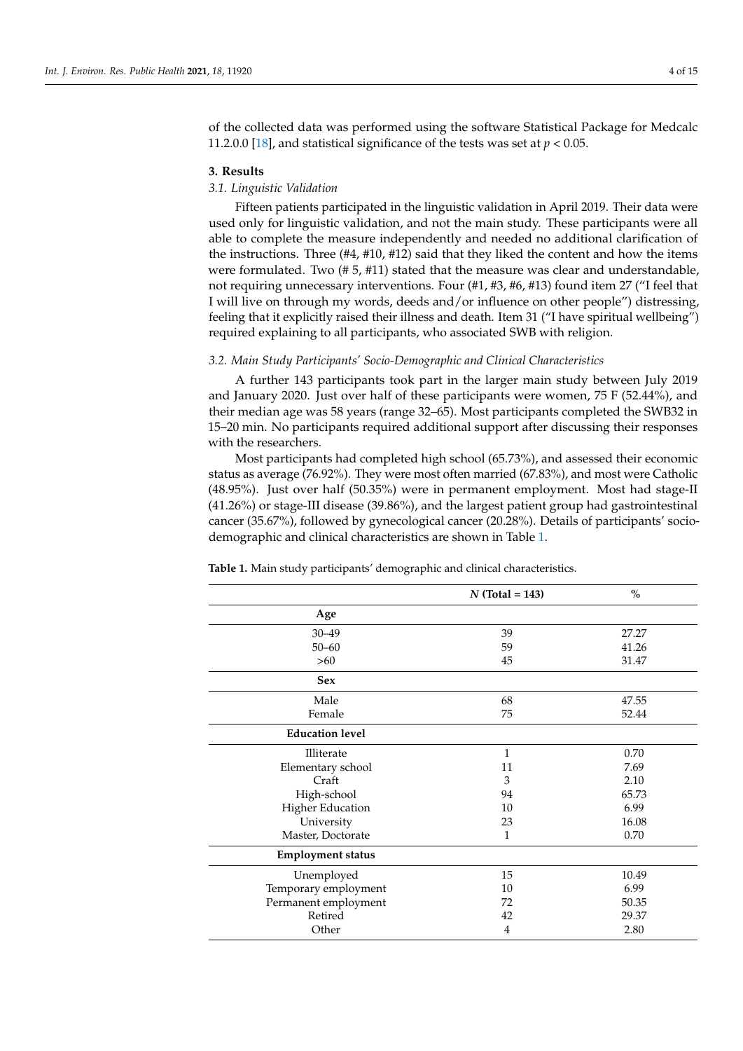of the collected data was performed using the software Statistical Package for Medcalc 11.2.0.0 [18], and statistical significance of the tests was set at $p < 0.05$.

## 3. Results

### 3.1. Linguistic Validation

Fifteen patients participated in the linguistic validation in April 2019. Their data were used only for linguistic validation, and not the main study. These participants were all able to complete the measure independently and needed no additional clarification of the instructions. Three (#4, #10, #12) said that they liked the content and how the items were formulated. Two (# 5, #11) stated that the measure was clear and understandable, not requiring unnecessary interventions. Four (#1, #3, #6, #13) found item 27 ("I feel that I will live on through my words, deeds and/or influence on other people") distressing, feeling that it explicitly raised their illness and death. Item 31 ("I have spiritual wellbeing") required explaining to all participants, who associated SWB with religion.

### 3.2. Main Study Participants' Socio-Demographic and Clinical Characteristics

A further 143 participants took part in the larger main study between July 2019 and January 2020. Just over half of these participants were women, 75 F (52.44%), and their median age was 58 years (range 32–65). Most participants completed the SWB32 in 15–20 min. No participants required additional support after discussing their responses with the researchers.

Most participants had completed high school (65.73%), and assessed their economic status as average (76.92%). They were most often married (67.83%), and most were Catholic (48.95%). Just over half (50.35%) were in permanent employment. Most had stage-II (41.26%) or stage-III disease (39.86%), and the largest patient group had gastrointestinal cancer (35.67%), followed by gynecological cancer (20.28%). Details of participants' socio-demographic and clinical characteristics are shown in Table 1.

**Table 1.** Main study participants' demographic and clinical characteristics.

| | *N* (Total = 143) | % |
|---|---|---|
| **Age** | | |
| 30–49 | 39 | 27.27 |
| 50–60 | 59 | 41.26 |
| >60 | 45 | 31.47 |
| **Sex** | | |
| Male | 68 | 47.55 |
| Female | 75 | 52.44 |
| **Education level** | | |
| Illiterate | 1 | 0.70 |
| Elementary school | 11 | 7.69 |
| Craft | 3 | 2.10 |
| High-school | 94 | 65.73 |
| Higher Education | 10 | 6.99 |
| University | 23 | 16.08 |
| Master, Doctorate | 1 | 0.70 |
| **Employment status** | | |
| Unemployed | 15 | 10.49 |
| Temporary employment | 10 | 6.99 |
| Permanent employment | 72 | 50.35 |
| Retired | 42 | 29.37 |
| Other | 4 | 2.80 |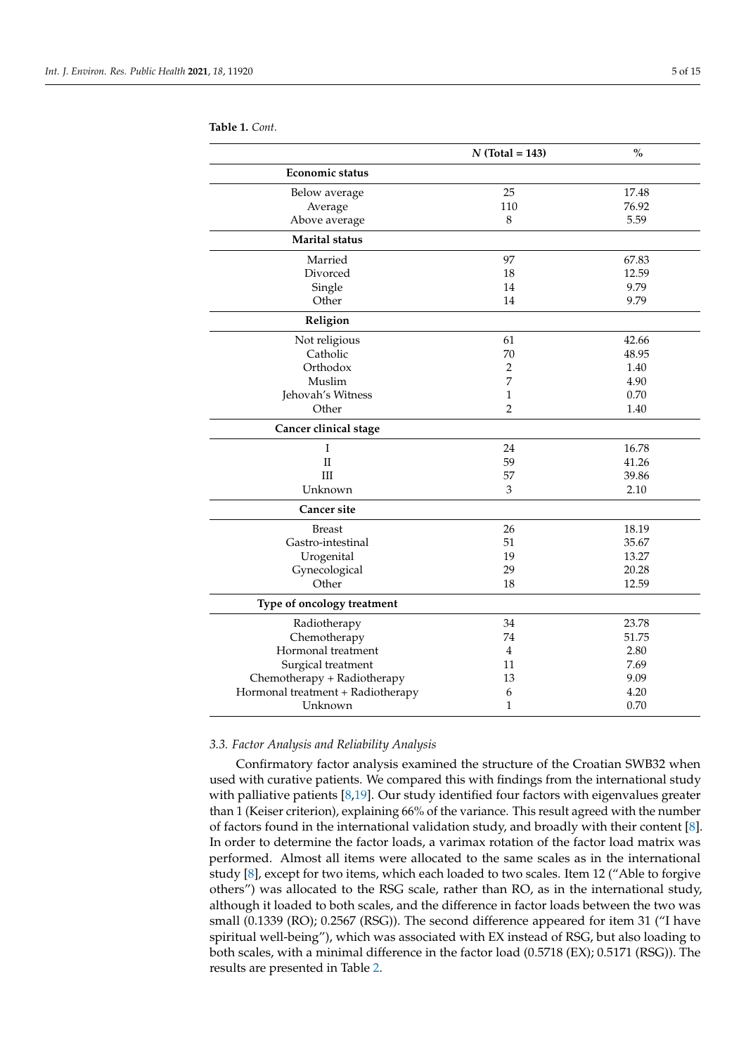**Table 1.** *Cont.*

| | N (Total = 143) | % |
|---|---|---|
| **Economic status** | | |
| Below average | 25 | 17.48 |
| Average | 110 | 76.92 |
| Above average | 8 | 5.59 |
| **Marital status** | | |
| Married | 97 | 67.83 |
| Divorced | 18 | 12.59 |
| Single | 14 | 9.79 |
| Other | 14 | 9.79 |
| **Religion** | | |
| Not religious | 61 | 42.66 |
| Catholic | 70 | 48.95 |
| Orthodox | 2 | 1.40 |
| Muslim | 7 | 4.90 |
| Jehovah's Witness | 1 | 0.70 |
| Other | 2 | 1.40 |
| **Cancer clinical stage** | | |
| I | 24 | 16.78 |
| II | 59 | 41.26 |
| III | 57 | 39.86 |
| Unknown | 3 | 2.10 |
| **Cancer site** | | |
| Breast | 26 | 18.19 |
| Gastro-intestinal | 51 | 35.67 |
| Urogenital | 19 | 13.27 |
| Gynecological | 29 | 20.28 |
| Other | 18 | 12.59 |
| **Type of oncology treatment** | | |
| Radiotherapy | 34 | 23.78 |
| Chemotherapy | 74 | 51.75 |
| Hormonal treatment | 4 | 2.80 |
| Surgical treatment | 11 | 7.69 |
| Chemotherapy + Radiotherapy | 13 | 9.09 |
| Hormonal treatment + Radiotherapy | 6 | 4.20 |
| Unknown | 1 | 0.70 |

### 3.3. Factor Analysis and Reliability Analysis

Confirmatory factor analysis examined the structure of the Croatian SWB32 when used with curative patients. We compared this with findings from the international study with palliative patients [8,19]. Our study identified four factors with eigenvalues greater than 1 (Keiser criterion), explaining 66% of the variance. This result agreed with the number of factors found in the international validation study, and broadly with their content [8]. In order to determine the factor loads, a varimax rotation of the factor load matrix was performed. Almost all items were allocated to the same scales as in the international study [8], except for two items, which each loaded to two scales. Item 12 ("Able to forgive others") was allocated to the RSG scale, rather than RO, as in the international study, although it loaded to both scales, and the difference in factor loads between the two was small (0.1339 (RO); 0.2567 (RSG)). The second difference appeared for item 31 ("I have spiritual well-being"), which was associated with EX instead of RSG, but also loading to both scales, with a minimal difference in the factor load (0.5718 (EX); 0.5171 (RSG)). The results are presented in Table 2.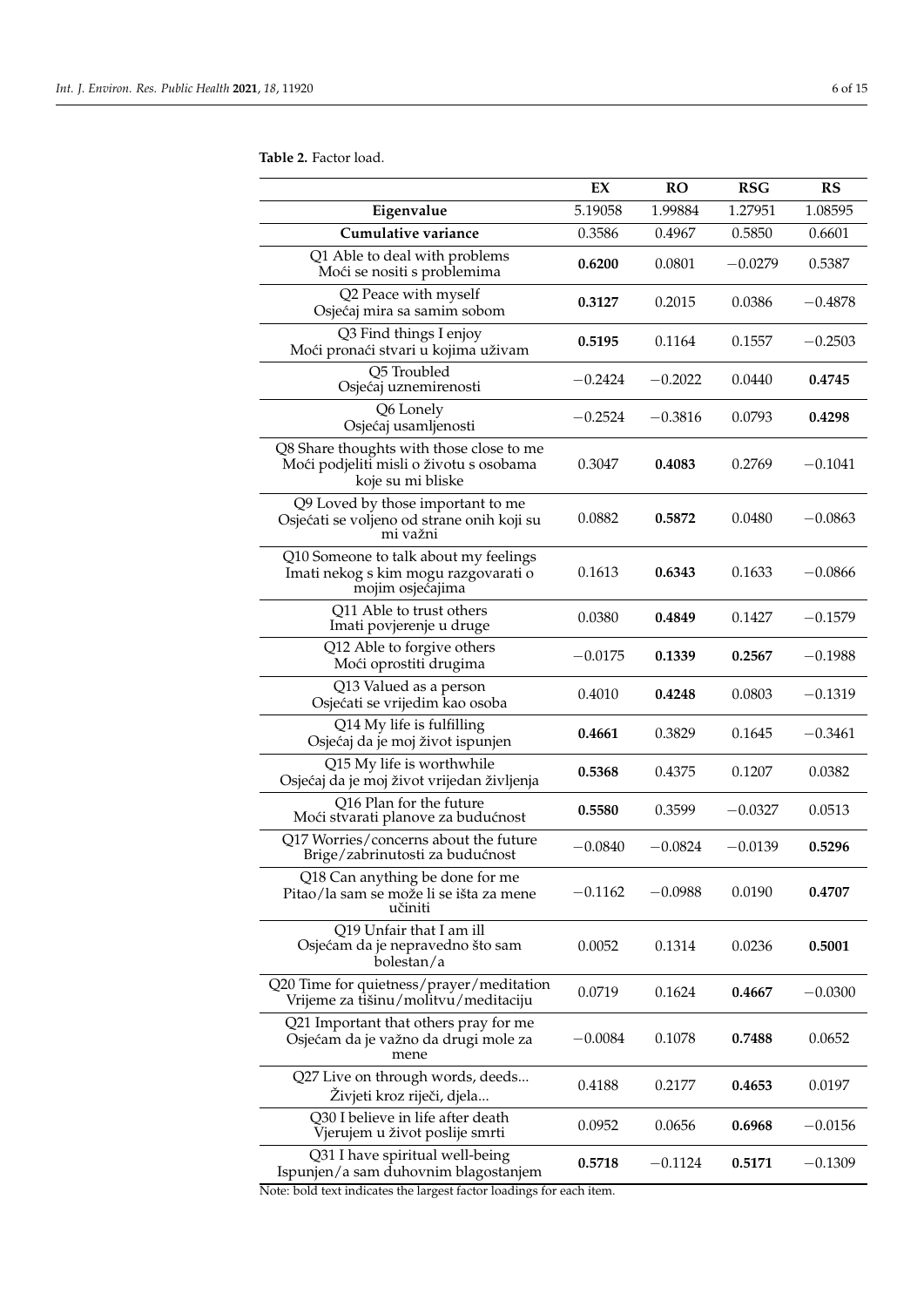**Table 2.** Factor load.

| | EX | RO | RSG | RS |
|---|---|---|---|---|
| **Eigenvalue** | 5.19058 | 1.99884 | 1.27951 | 1.08595 |
| **Cumulative variance** | 0.3586 | 0.4967 | 0.5850 | 0.6601 |
| Q1 Able to deal with problems<br>Moći se nositi s problemima | **0.6200** | 0.0801 | −0.0279 | 0.5387 |
| Q2 Peace with myself<br>Osjećaj mira sa samim sobom | **0.3127** | 0.2015 | 0.0386 | −0.4878 |
| Q3 Find things I enjoy<br>Moći pronaći stvari u kojima uživam | **0.5195** | 0.1164 | 0.1557 | −0.2503 |
| Q5 Troubled<br>Osjećaj uznemirenosti | −0.2424 | −0.2022 | 0.0440 | **0.4745** |
| Q6 Lonely<br>Osjećaj usamljenosti | −0.2524 | −0.3816 | 0.0793 | **0.4298** |
| Q8 Share thoughts with those close to me<br>Moći podjeliti misli o životu s osobama koje su mi bliske | 0.3047 | **0.4083** | 0.2769 | −0.1041 |
| Q9 Loved by those important to me<br>Osjećati se voljeno od strane onih koji su mi važni | 0.0882 | **0.5872** | 0.0480 | −0.0863 |
| Q10 Someone to talk about my feelings<br>Imati nekog s kim mogu razgovarati o mojim osjećajima | 0.1613 | **0.6343** | 0.1633 | −0.0866 |
| Q11 Able to trust others<br>Imati povjerenje u druge | 0.0380 | **0.4849** | 0.1427 | −0.1579 |
| Q12 Able to forgive others<br>Moći oprostiti drugima | −0.0175 | **0.1339** | **0.2567** | −0.1988 |
| Q13 Valued as a person<br>Osjećati se vrijedim kao osoba | 0.4010 | **0.4248** | 0.0803 | −0.1319 |
| Q14 My life is fulfilling<br>Osjećaj da je moj život ispunjen | **0.4661** | 0.3829 | 0.1645 | −0.3461 |
| Q15 My life is worthwhile<br>Osjećaj da je moj život vrijedan življenja | **0.5368** | 0.4375 | 0.1207 | 0.0382 |
| Q16 Plan for the future<br>Moći stvarati planove za budućnost | **0.5580** | 0.3599 | −0.0327 | 0.0513 |
| Q17 Worries/concerns about the future<br>Brige/zabrinutosti za budućnost | −0.0840 | −0.0824 | −0.0139 | **0.5296** |
| Q18 Can anything be done for me<br>Pitao/la sam se može li se išta za mene učiniti | −0.1162 | −0.0988 | 0.0190 | **0.4707** |
| Q19 Unfair that I am ill<br>Osjećam da je nepravedno što sam bolestan/a | 0.0052 | 0.1314 | 0.0236 | **0.5001** |
| Q20 Time for quietness/prayer/meditation<br>Vrijeme za tišinu/molitvu/meditaciju | 0.0719 | 0.1624 | **0.4667** | −0.0300 |
| Q21 Important that others pray for me<br>Osjećam da je važno da drugi mole za mene | −0.0084 | 0.1078 | **0.7488** | 0.0652 |
| Q27 Live on through words, deeds...<br>Živjeti kroz riječi, djela... | 0.4188 | 0.2177 | **0.4653** | 0.0197 |
| Q30 I believe in life after death<br>Vjerujem u život poslije smrti | 0.0952 | 0.0656 | **0.6968** | −0.0156 |
| Q31 I have spiritual well-being<br>Ispunjen/a sam duhovnim blagostanjem | **0.5718** | −0.1124 | **0.5171** | −0.1309 |

Note: bold text indicates the largest factor loadings for each item.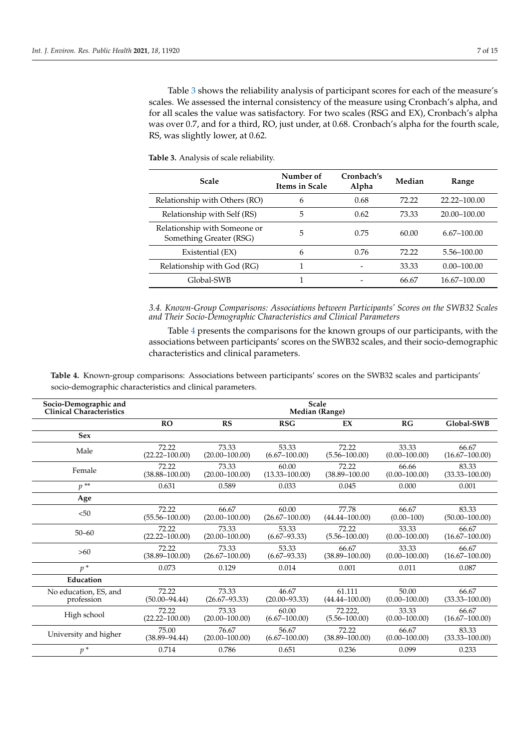Table 3 shows the reliability analysis of participant scores for each of the measure's scales. We assessed the internal consistency of the measure using Cronbach's alpha, and for all scales the value was satisfactory. For two scales (RSG and EX), Cronbach's alpha was over 0.7, and for a third, RO, just under, at 0.68. Cronbach's alpha for the fourth scale, RS, was slightly lower, at 0.62.

**Table 3.** Analysis of scale reliability.

| Scale | Number of Items in Scale | Cronbach's Alpha | Median | Range |
|---|---|---|---|---|
| Relationship with Others (RO) | 6 | 0.68 | 72.22 | 22.22–100.00 |
| Relationship with Self (RS) | 5 | 0.62 | 73.33 | 20.00–100.00 |
| Relationship with Someone or Something Greater (RSG) | 5 | 0.75 | 60.00 | 6.67–100.00 |
| Existential (EX) | 6 | 0.76 | 72.22 | 5.56–100.00 |
| Relationship with God (RG) | 1 | - | 33.33 | 0.00–100.00 |
| Global-SWB | 1 | - | 66.67 | 16.67–100.00 |

### 3.4. Known-Group Comparisons: Associations between Participants' Scores on the SWB32 Scales and Their Socio-Demographic Characteristics and Clinical Parameters

Table 4 presents the comparisons for the known groups of our participants, with the associations between participants' scores on the SWB32 scales, and their socio-demographic characteristics and clinical parameters.

**Table 4.** Known-group comparisons: Associations between participants' scores on the SWB32 scales and participants' socio-demographic characteristics and clinical parameters.

| Socio-Demographic and Clinical Characteristics | Scale Median (Range) | | | | | |
|---|---|---|---|---|---|---|
| | RO | RS | RSG | EX | RG | Global-SWB |
| **Sex** | | | | | | |
| Male | 72.22 (22.22–100.00) | 73.33 (20.00–100.00) | 53.33 (6.67–100.00) | 72.22 (5.56–100.00) | 33.33 (0.00–100.00) | 66.67 (16.67–100.00) |
| Female | 72.22 (38.88–100.00) | 73.33 (20.00–100.00) | 60.00 (13.33–100.00) | 72.22 (38.89–100.00 | 66.66 (0.00–100.00) | 83.33 (33.33–100.00) |
| $p$ ** | 0.631 | 0.589 | 0.033 | 0.045 | 0.000 | 0.001 |
| **Age** | | | | | | |
| <50 | 72.22 (55.56–100.00) | 66.67 (20.00–100.00) | 60.00 (26.67–100.00) | 77.78 (44.44–100.00) | 66.67 (0.00–100) | 83.33 (50.00–100.00) |
| 50–60 | 72.22 (22.22–100.00) | 73.33 (20.00–100.00) | 53.33 (6.67–93.33) | 72.22 (5.56–100.00) | 33.33 (0.00–100.00) | 66.67 (16.67–100.00) |
| >60 | 72.22 (38.89–100.00) | 73.33 (26.67–100.00) | 53.33 (6.67–93.33) | 66.67 (38.89–100.00) | 33.33 (0.00–100.00) | 66.67 (16.67–100.00) |
| $p$ * | 0.073 | 0.129 | 0.014 | 0.001 | 0.011 | 0.087 |
| **Education** | | | | | | |
| No education, ES, and profession | 72.22 (50.00–94.44) | 73.33 (26.67–93.33) | 46.67 (20.00–93.33) | 61.111 (44.44–100.00) | 50.00 (0.00–100.00) | 66.67 (33.33–100.00) |
| High school | 72.22 (22.22–100.00) | 73.33 (20.00–100.00) | 60.00 (6.67–100.00) | 72.222, (5.56–100.00) | 33.33 (0.00–100.00) | 66.67 (16.67–100.00) |
| University and higher | 75.00 (38.89–94.44) | 76.67 (20.00–100.00) | 56.67 (6.67–100.00) | 72.22 (38.89–100.00) | 66.67 (0.00–100.00) | 83.33 (33.33–100.00) |
| $p$ * | 0.714 | 0.786 | 0.651 | 0.236 | 0.099 | 0.233 |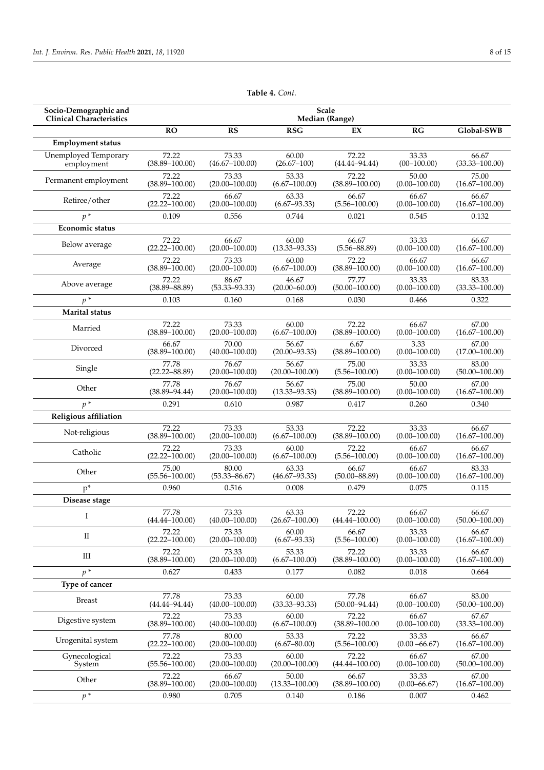**Table 4.** *Cont.*

| Socio-Demographic and Clinical Characteristics | Scale Median (Range) | | | | | |
|---|---|---|---|---|---|---|
| | **RO** | **RS** | **RSG** | **EX** | **RG** | **Global-SWB** |
| **Employment status** | | | | | | |
| Unemployed Temporary employment | 72.22 (38.89–100.00) | 73.33 (46.67–100.00) | 60.00 (26.67–100) | 72.22 (44.44–94.44) | 33.33 (00–100.00) | 66.67 (33.33–100.00) |
| Permanent employment | 72.22 (38.89–100.00) | 73.33 (20.00–100.00) | 53.33 (6.67–100.00) | 72.22 (38.89–100.00) | 50.00 (0.00–100.00) | 75.00 (16.67–100.00) |
| Retiree/other | 72.22 (22.22–100.00) | 66.67 (20.00–100.00) | 63.33 (6.67–93.33) | 66.67 (5.56–100.00) | 66.67 (0.00–100.00) | 66.67 (16.67–100.00) |
| *p* * | 0.109 | 0.556 | 0.744 | 0.021 | 0.545 | 0.132 |
| **Economic status** | | | | | | |
| Below average | 72.22 (22.22–100.00) | 66.67 (20.00–100.00) | 60.00 (13.33–93.33) | 66.67 (5.56–88.89) | 33.33 (0.00–100.00) | 66.67 (16.67–100.00) |
| Average | 72.22 (38.89–100.00) | 73.33 (20.00–100.00) | 60.00 (6.67–100.00) | 72.22 (38.89–100.00) | 66.67 (0.00–100.00) | 66.67 (16.67–100.00) |
| Above average | 72.22 (38.89–88.89) | 86.67 (53.33–93.33) | 46.67 (20.00–60.00) | 77.77 (50.00–100.00) | 33.33 (0.00–100.00) | 83.33 (33.33–100.00) |
| *p* * | 0.103 | 0.160 | 0.168 | 0.030 | 0.466 | 0.322 |
| **Marital status** | | | | | | |
| Married | 72.22 (38.89–100.00) | 73.33 (20.00–100.00) | 60.00 (6.67–100.00) | 72.22 (38.89–100.00) | 66.67 (0.00–100.00) | 67.00 (16.67–100.00) |
| Divorced | 66.67 (38.89–100.00) | 70.00 (40.00–100.00) | 56.67 (20.00–93.33) | 6.67 (38.89–100.00) | 3.33 (0.00–100.00) | 67.00 (17.00–100.00) |
| Single | 77.78 (22.22–88.89) | 76.67 (20.00–100.00) | 56.67 (20.00–100.00) | 75.00 (5.56–100.00) | 33.33 (0.00–100.00) | 83.00 (50.00–100.00) |
| Other | 77.78 (38.89–94.44) | 76.67 (20.00–100.00) | 56.67 (13.33–93.33) | 75.00 (38.89–100.00) | 50.00 (0.00–100.00) | 67.00 (16.67–100.00) |
| *p* * | 0.291 | 0.610 | 0.987 | 0.417 | 0.260 | 0.340 |
| **Religious affiliation** | | | | | | |
| Not-religious | 72.22 (38.89–100.00) | 73.33 (20.00–100.00) | 53.33 (6.67–100.00) | 72.22 (38.89–100.00) | 33.33 (0.00–100.00) | 66.67 (16.67–100.00) |
| Catholic | 72.22 (22.22–100.00) | 73.33 (20.00–100.00) | 60.00 (6.67–100.00) | 72.22 (5.56–100.00) | 66.67 (0.00–100.00) | 66.67 (16.67–100.00) |
| Other | 75.00 (55.56–100.00) | 80.00 (53.33–86.67) | 63.33 (46.67–93.33) | 66.67 (50.00–88.89) | 66.67 (0.00–100.00) | 83.33 (16.67–100.00) |
| p* | 0.960 | 0.516 | 0.008 | 0.479 | 0.075 | 0.115 |
| **Disease stage** | | | | | | |
| I | 77.78 (44.44–100.00) | 73.33 (40.00–100.00) | 63.33 (26.67–100.00) | 72.22 (44.44–100.00) | 66.67 (0.00–100.00) | 66.67 (50.00–100.00) |
| II | 72.22 (22.22–100.00) | 73.33 (20.00–100.00) | 60.00 (6.67–93.33) | 66.67 (5.56–100.00) | 33.33 (0.00–100.00) | 66.67 (16.67–100.00) |
| III | 72.22 (38.89–100.00) | 73.33 (20.00–100.00) | 53.33 (6.67–100.00) | 72.22 (38.89–100.00) | 33.33 (0.00–100.00) | 66.67 (16.67–100.00) |
| *p* * | 0.627 | 0.433 | 0.177 | 0.082 | 0.018 | 0.664 |
| **Type of cancer** | | | | | | |
| Breast | 77.78 (44.44–94.44) | 73.33 (40.00–100.00) | 60.00 (33.33–93.33) | 77.78 (50.00–94.44) | 66.67 (0.00–100.00) | 83.00 (50.00–100.00) |
| Digestive system | 72.22 (38.89–100.00) | 73.33 (40.00–100.00) | 60.00 (6.67–100.00) | 72.22 (38.89–100.00 | 66.67 (0.00–100.00) | 67.67 (33.33–100.00) |
| Urogenital system | 77.78 (22.22–100.00) | 80.00 (20.00–100.00) | 53.33 (6.67–80.00) | 72.22 (5.56–100.00) | 33.33 (0.00 –66.67) | 66.67 (16.67–100.00) |
| Gynecological System | 72.22 (55.56–100.00) | 73.33 (20.00–100.00) | 60.00 (20.00–100.00) | 72.22 (44.44–100.00) | 66.67 (0.00–100.00) | 67.00 (50.00–100.00) |
| Other | 72.22 (38.89–100.00) | 66.67 (20.00–100.00) | 50.00 (13.33–100.00) | 66.67 (38.89–100.00) | 33.33 (0.00–66.67) | 67.00 (16.67–100.00) |
| *p* * | 0.980 | 0.705 | 0.140 | 0.186 | 0.007 | 0.462 |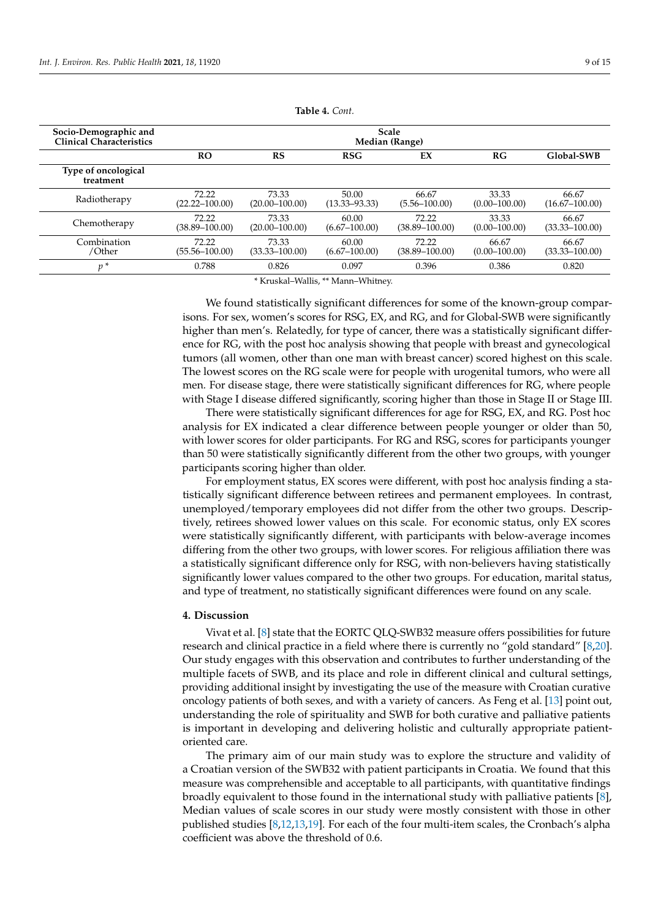**Table 4.** *Cont.*

| Socio-Demographic and Clinical Characteristics | Scale Median (Range) | | | | | |
|---|---|---|---|---|---|---|
| | RO | RS | RSG | EX | RG | Global-SWB |
| **Type of oncological treatment** | | | | | | |
| Radiotherapy | 72.22 (22.22–100.00) | 73.33 (20.00–100.00) | 50.00 (13.33–93.33) | 66.67 (5.56–100.00) | 33.33 (0.00–100.00) | 66.67 (16.67–100.00) |
| Chemotherapy | 72.22 (38.89–100.00) | 73.33 (20.00–100.00) | 60.00 (6.67–100.00) | 72.22 (38.89–100.00) | 33.33 (0.00–100.00) | 66.67 (33.33–100.00) |
| Combination /Other | 72.22 (55.56–100.00) | 73.33 (33.33–100.00) | 60.00 (6.67–100.00) | 72.22 (38.89–100.00) | 66.67 (0.00–100.00) | 66.67 (33.33–100.00) |
| *p* * | 0.788 | 0.826 | 0.097 | 0.396 | 0.386 | 0.820 |

\* Kruskal–Wallis, ** Mann–Whitney.

We found statistically significant differences for some of the known-group comparisons. For sex, women's scores for RSG, EX, and RG, and for Global-SWB were significantly higher than men's. Relatedly, for type of cancer, there was a statistically significant difference for RG, with the post hoc analysis showing that people with breast and gynecological tumors (all women, other than one man with breast cancer) scored highest on this scale. The lowest scores on the RG scale were for people with urogenital tumors, who were all men. For disease stage, there were statistically significant differences for RG, where people with Stage I disease differed significantly, scoring higher than those in Stage II or Stage III.

There were statistically significant differences for age for RSG, EX, and RG. Post hoc analysis for EX indicated a clear difference between people younger or older than 50, with lower scores for older participants. For RG and RSG, scores for participants younger than 50 were statistically significantly different from the other two groups, with younger participants scoring higher than older.

For employment status, EX scores were different, with post hoc analysis finding a statistically significant difference between retirees and permanent employees. In contrast, unemployed/temporary employees did not differ from the other two groups. Descriptively, retirees showed lower values on this scale. For economic status, only EX scores were statistically significantly different, with participants with below-average incomes differing from the other two groups, with lower scores. For religious affiliation there was a statistically significant difference only for RSG, with non-believers having statistically significantly lower values compared to the other two groups. For education, marital status, and type of treatment, no statistically significant differences were found on any scale.

## 4. Discussion

Vivat et al. [8] state that the EORTC QLQ-SWB32 measure offers possibilities for future research and clinical practice in a field where there is currently no "gold standard" [8,20]. Our study engages with this observation and contributes to further understanding of the multiple facets of SWB, and its place and role in different clinical and cultural settings, providing additional insight by investigating the use of the measure with Croatian curative oncology patients of both sexes, and with a variety of cancers. As Feng et al. [13] point out, understanding the role of spirituality and SWB for both curative and palliative patients is important in developing and delivering holistic and culturally appropriate patient-oriented care.

The primary aim of our main study was to explore the structure and validity of a Croatian version of the SWB32 with patient participants in Croatia. We found that this measure was comprehensible and acceptable to all participants, with quantitative findings broadly equivalent to those found in the international study with palliative patients [8], Median values of scale scores in our study were mostly consistent with those in other published studies [8,12,13,19]. For each of the four multi-item scales, the Cronbach's alpha coefficient was above the threshold of 0.6.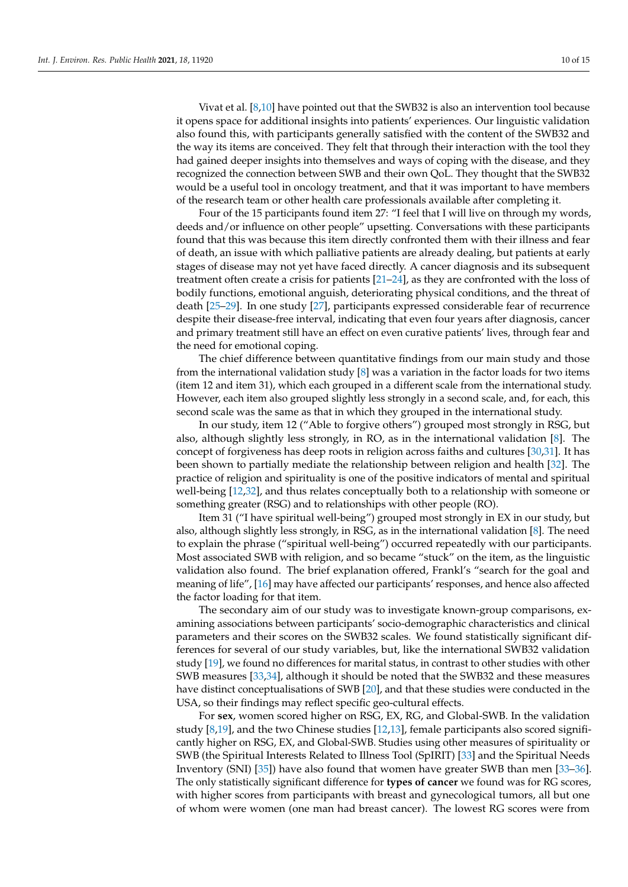Vivat et al. [8,10] have pointed out that the SWB32 is also an intervention tool because it opens space for additional insights into patients' experiences. Our linguistic validation also found this, with participants generally satisfied with the content of the SWB32 and the way its items are conceived. They felt that through their interaction with the tool they had gained deeper insights into themselves and ways of coping with the disease, and they recognized the connection between SWB and their own QoL. They thought that the SWB32 would be a useful tool in oncology treatment, and that it was important to have members of the research team or other health care professionals available after completing it.

Four of the 15 participants found item 27: "I feel that I will live on through my words, deeds and/or influence on other people" upsetting. Conversations with these participants found that this was because this item directly confronted them with their illness and fear of death, an issue with which palliative patients are already dealing, but patients at early stages of disease may not yet have faced directly. A cancer diagnosis and its subsequent treatment often create a crisis for patients [21–24], as they are confronted with the loss of bodily functions, emotional anguish, deteriorating physical conditions, and the threat of death [25–29]. In one study [27], participants expressed considerable fear of recurrence despite their disease-free interval, indicating that even four years after diagnosis, cancer and primary treatment still have an effect on even curative patients' lives, through fear and the need for emotional coping.

The chief difference between quantitative findings from our main study and those from the international validation study [8] was a variation in the factor loads for two items (item 12 and item 31), which each grouped in a different scale from the international study. However, each item also grouped slightly less strongly in a second scale, and, for each, this second scale was the same as that in which they grouped in the international study.

In our study, item 12 ("Able to forgive others") grouped most strongly in RSG, but also, although slightly less strongly, in RO, as in the international validation [8]. The concept of forgiveness has deep roots in religion across faiths and cultures [30,31]. It has been shown to partially mediate the relationship between religion and health [32]. The practice of religion and spirituality is one of the positive indicators of mental and spiritual well-being [12,32], and thus relates conceptually both to a relationship with someone or something greater (RSG) and to relationships with other people (RO).

Item 31 ("I have spiritual well-being") grouped most strongly in EX in our study, but also, although slightly less strongly, in RSG, as in the international validation [8]. The need to explain the phrase ("spiritual well-being") occurred repeatedly with our participants. Most associated SWB with religion, and so became "stuck" on the item, as the linguistic validation also found. The brief explanation offered, Frankl's "search for the goal and meaning of life", [16] may have affected our participants' responses, and hence also affected the factor loading for that item.

The secondary aim of our study was to investigate known-group comparisons, examining associations between participants' socio-demographic characteristics and clinical parameters and their scores on the SWB32 scales. We found statistically significant differences for several of our study variables, but, like the international SWB32 validation study [19], we found no differences for marital status, in contrast to other studies with other SWB measures [33,34], although it should be noted that the SWB32 and these measures have distinct conceptualisations of SWB [20], and that these studies were conducted in the USA, so their findings may reflect specific geo-cultural effects.

For **sex**, women scored higher on RSG, EX, RG, and Global-SWB. In the validation study [8,19], and the two Chinese studies [12,13], female participants also scored significantly higher on RSG, EX, and Global-SWB. Studies using other measures of spirituality or SWB (the Spiritual Interests Related to Illness Tool (SpIRIT) [33] and the Spiritual Needs Inventory (SNI) [35]) have also found that women have greater SWB than men [33–36]. The only statistically significant difference for **types of cancer** we found was for RG scores, with higher scores from participants with breast and gynecological tumors, all but one of whom were women (one man had breast cancer). The lowest RG scores were from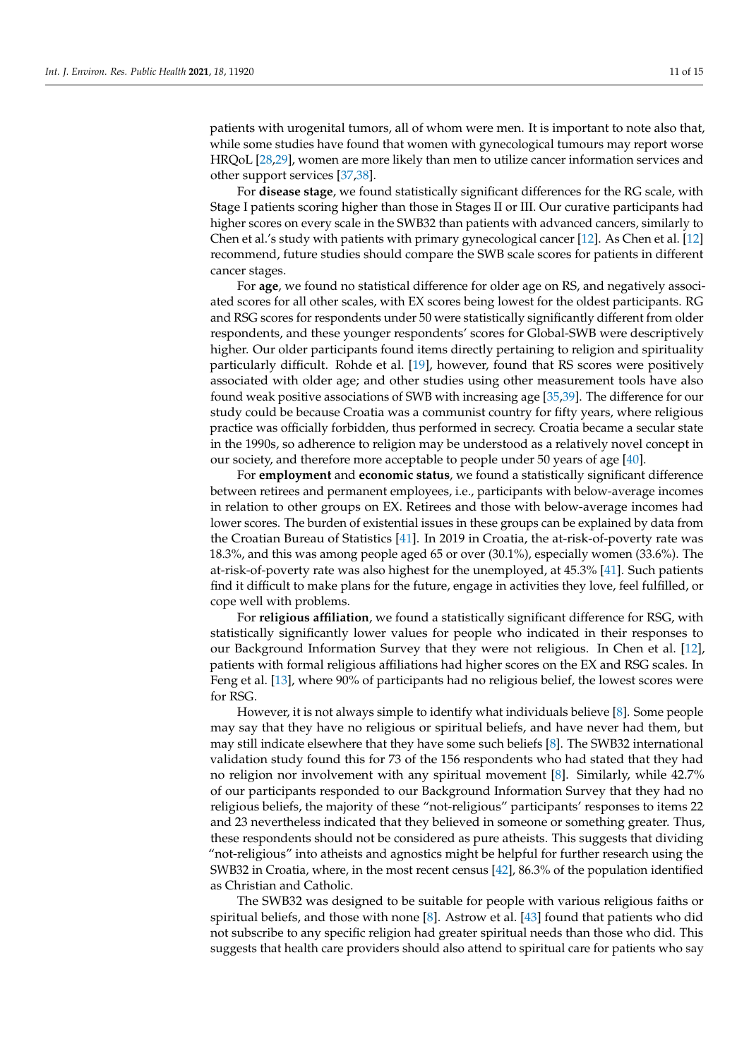patients with urogenital tumors, all of whom were men. It is important to note also that, while some studies have found that women with gynecological tumours may report worse HRQoL [28,29], women are more likely than men to utilize cancer information services and other support services [37,38].

For **disease stage**, we found statistically significant differences for the RG scale, with Stage I patients scoring higher than those in Stages II or III. Our curative participants had higher scores on every scale in the SWB32 than patients with advanced cancers, similarly to Chen et al.'s study with patients with primary gynecological cancer [12]. As Chen et al. [12] recommend, future studies should compare the SWB scale scores for patients in different cancer stages.

For **age**, we found no statistical difference for older age on RS, and negatively associated scores for all other scales, with EX scores being lowest for the oldest participants. RG and RSG scores for respondents under 50 were statistically significantly different from older respondents, and these younger respondents' scores for Global-SWB were descriptively higher. Our older participants found items directly pertaining to religion and spirituality particularly difficult. Rohde et al. [19], however, found that RS scores were positively associated with older age; and other studies using other measurement tools have also found weak positive associations of SWB with increasing age [35,39]. The difference for our study could be because Croatia was a communist country for fifty years, where religious practice was officially forbidden, thus performed in secrecy. Croatia became a secular state in the 1990s, so adherence to religion may be understood as a relatively novel concept in our society, and therefore more acceptable to people under 50 years of age [40].

For **employment** and **economic status**, we found a statistically significant difference between retirees and permanent employees, i.e., participants with below-average incomes in relation to other groups on EX. Retirees and those with below-average incomes had lower scores. The burden of existential issues in these groups can be explained by data from the Croatian Bureau of Statistics [41]. In 2019 in Croatia, the at-risk-of-poverty rate was 18.3%, and this was among people aged 65 or over (30.1%), especially women (33.6%). The at-risk-of-poverty rate was also highest for the unemployed, at 45.3% [41]. Such patients find it difficult to make plans for the future, engage in activities they love, feel fulfilled, or cope well with problems.

For **religious affiliation**, we found a statistically significant difference for RSG, with statistically significantly lower values for people who indicated in their responses to our Background Information Survey that they were not religious. In Chen et al. [12], patients with formal religious affiliations had higher scores on the EX and RSG scales. In Feng et al. [13], where 90% of participants had no religious belief, the lowest scores were for RSG.

However, it is not always simple to identify what individuals believe [8]. Some people may say that they have no religious or spiritual beliefs, and have never had them, but may still indicate elsewhere that they have some such beliefs [8]. The SWB32 international validation study found this for 73 of the 156 respondents who had stated that they had no religion nor involvement with any spiritual movement [8]. Similarly, while 42.7% of our participants responded to our Background Information Survey that they had no religious beliefs, the majority of these "not-religious" participants' responses to items 22 and 23 nevertheless indicated that they believed in someone or something greater. Thus, these respondents should not be considered as pure atheists. This suggests that dividing "not-religious" into atheists and agnostics might be helpful for further research using the SWB32 in Croatia, where, in the most recent census [42], 86.3% of the population identified as Christian and Catholic.

The SWB32 was designed to be suitable for people with various religious faiths or spiritual beliefs, and those with none [8]. Astrow et al. [43] found that patients who did not subscribe to any specific religion had greater spiritual needs than those who did. This suggests that health care providers should also attend to spiritual care for patients who say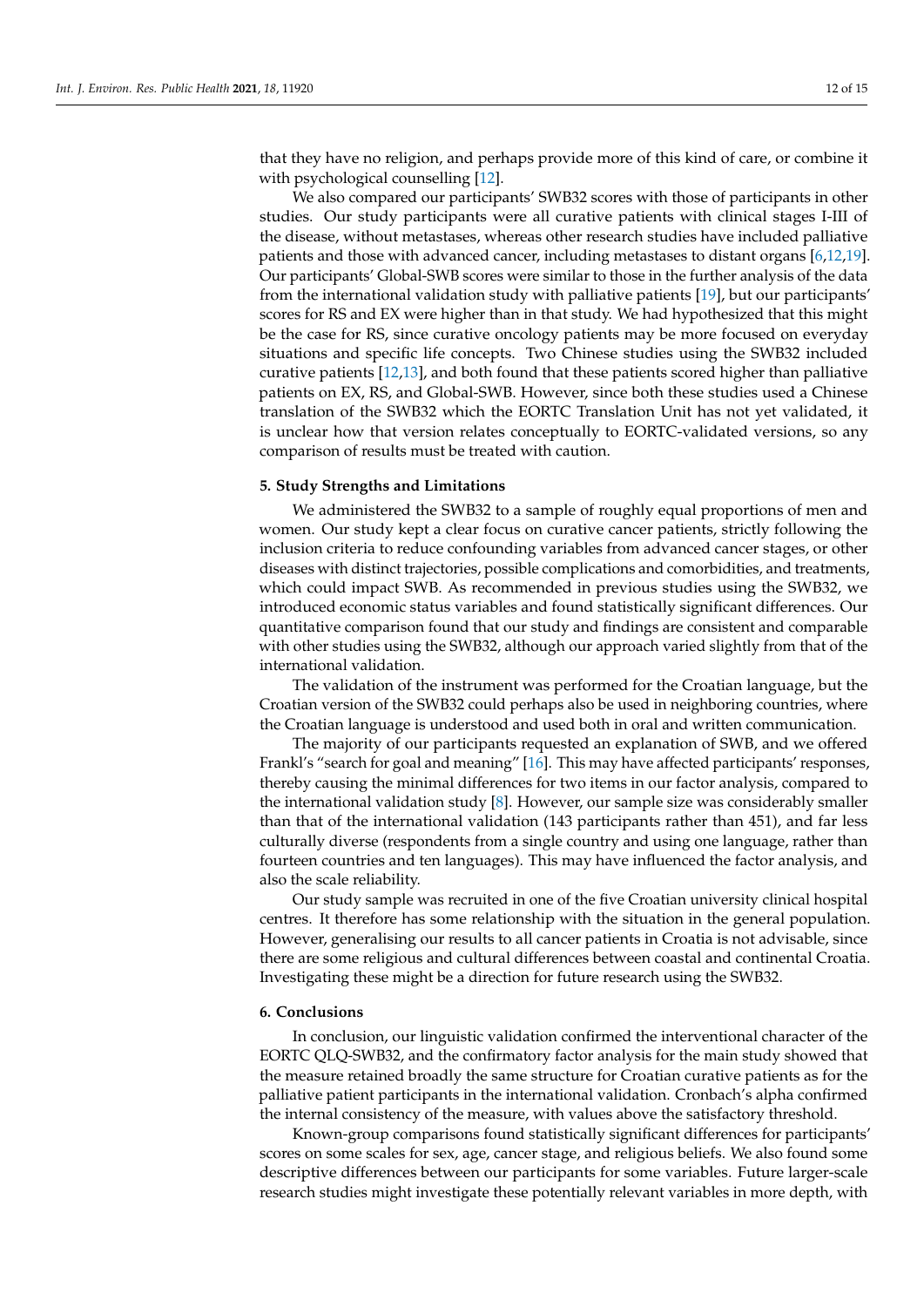that they have no religion, and perhaps provide more of this kind of care, or combine it with psychological counselling [12].

We also compared our participants' SWB32 scores with those of participants in other studies. Our study participants were all curative patients with clinical stages I-III of the disease, without metastases, whereas other research studies have included palliative patients and those with advanced cancer, including metastases to distant organs [6,12,19]. Our participants' Global-SWB scores were similar to those in the further analysis of the data from the international validation study with palliative patients [19], but our participants' scores for RS and EX were higher than in that study. We had hypothesized that this might be the case for RS, since curative oncology patients may be more focused on everyday situations and specific life concepts. Two Chinese studies using the SWB32 included curative patients [12,13], and both found that these patients scored higher than palliative patients on EX, RS, and Global-SWB. However, since both these studies used a Chinese translation of the SWB32 which the EORTC Translation Unit has not yet validated, it is unclear how that version relates conceptually to EORTC-validated versions, so any comparison of results must be treated with caution.

## 5. Study Strengths and Limitations

We administered the SWB32 to a sample of roughly equal proportions of men and women. Our study kept a clear focus on curative cancer patients, strictly following the inclusion criteria to reduce confounding variables from advanced cancer stages, or other diseases with distinct trajectories, possible complications and comorbidities, and treatments, which could impact SWB. As recommended in previous studies using the SWB32, we introduced economic status variables and found statistically significant differences. Our quantitative comparison found that our study and findings are consistent and comparable with other studies using the SWB32, although our approach varied slightly from that of the international validation.

The validation of the instrument was performed for the Croatian language, but the Croatian version of the SWB32 could perhaps also be used in neighboring countries, where the Croatian language is understood and used both in oral and written communication.

The majority of our participants requested an explanation of SWB, and we offered Frankl's "search for goal and meaning" [16]. This may have affected participants' responses, thereby causing the minimal differences for two items in our factor analysis, compared to the international validation study [8]. However, our sample size was considerably smaller than that of the international validation (143 participants rather than 451), and far less culturally diverse (respondents from a single country and using one language, rather than fourteen countries and ten languages). This may have influenced the factor analysis, and also the scale reliability.

Our study sample was recruited in one of the five Croatian university clinical hospital centres. It therefore has some relationship with the situation in the general population. However, generalising our results to all cancer patients in Croatia is not advisable, since there are some religious and cultural differences between coastal and continental Croatia. Investigating these might be a direction for future research using the SWB32.

## 6. Conclusions

In conclusion, our linguistic validation confirmed the interventional character of the EORTC QLQ-SWB32, and the confirmatory factor analysis for the main study showed that the measure retained broadly the same structure for Croatian curative patients as for the palliative patient participants in the international validation. Cronbach's alpha confirmed the internal consistency of the measure, with values above the satisfactory threshold.

Known-group comparisons found statistically significant differences for participants' scores on some scales for sex, age, cancer stage, and religious beliefs. We also found some descriptive differences between our participants for some variables. Future larger-scale research studies might investigate these potentially relevant variables in more depth, with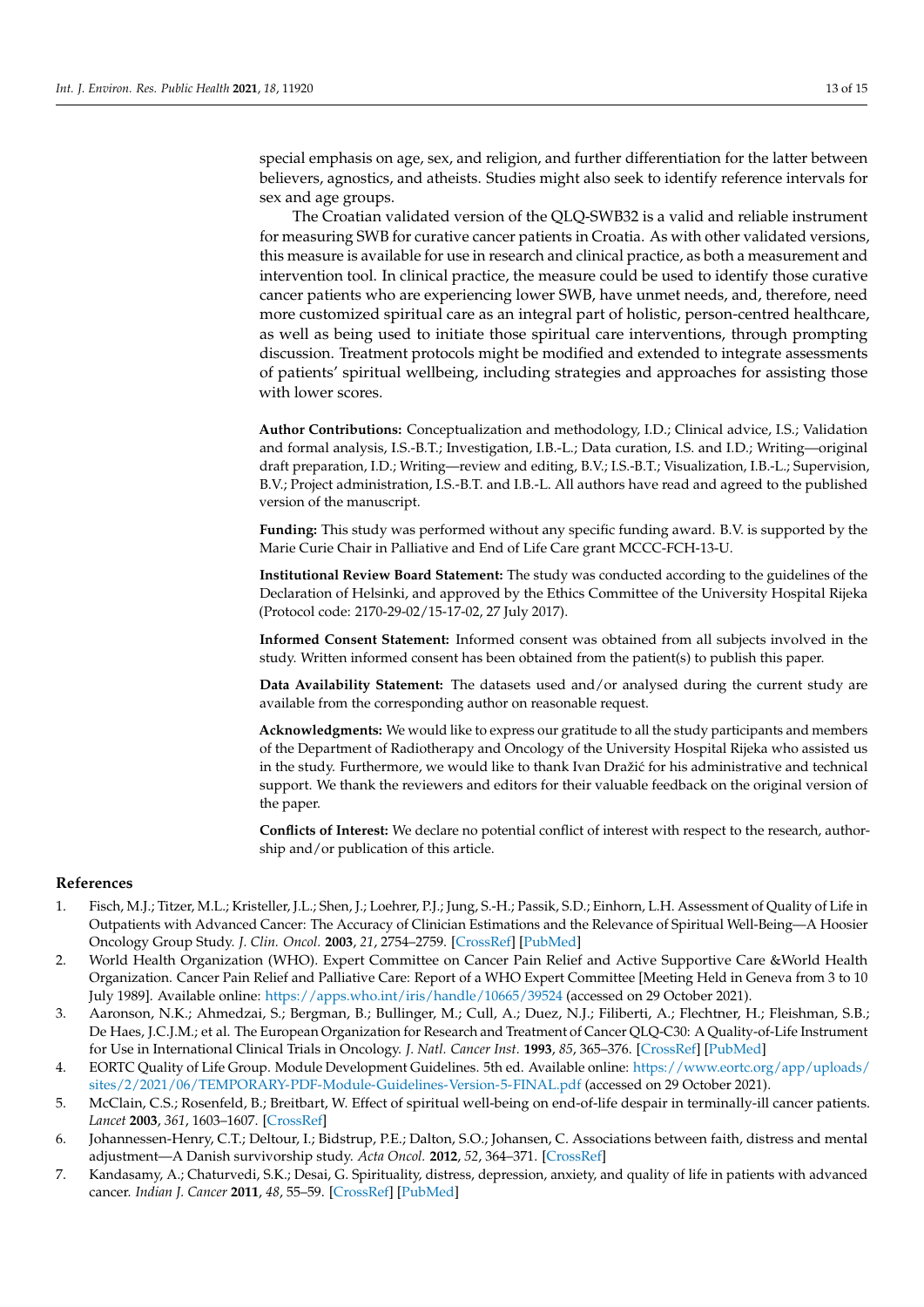special emphasis on age, sex, and religion, and further differentiation for the latter between believers, agnostics, and atheists. Studies might also seek to identify reference intervals for sex and age groups.

The Croatian validated version of the QLQ-SWB32 is a valid and reliable instrument for measuring SWB for curative cancer patients in Croatia. As with other validated versions, this measure is available for use in research and clinical practice, as both a measurement and intervention tool. In clinical practice, the measure could be used to identify those curative cancer patients who are experiencing lower SWB, have unmet needs, and, therefore, need more customized spiritual care as an integral part of holistic, person-centred healthcare, as well as being used to initiate those spiritual care interventions, through prompting discussion. Treatment protocols might be modified and extended to integrate assessments of patients' spiritual wellbeing, including strategies and approaches for assisting those with lower scores.

**Author Contributions:** Conceptualization and methodology, I.D.; Clinical advice, I.S.; Validation and formal analysis, I.S.-B.T.; Investigation, I.B.-L.; Data curation, I.S. and I.D.; Writing—original draft preparation, I.D.; Writing—review and editing, B.V.; I.S.-B.T.; Visualization, I.B.-L.; Supervision, B.V.; Project administration, I.S.-B.T. and I.B.-L. All authors have read and agreed to the published version of the manuscript.

**Funding:** This study was performed without any specific funding award. B.V. is supported by the Marie Curie Chair in Palliative and End of Life Care grant MCCC-FCH-13-U.

**Institutional Review Board Statement:** The study was conducted according to the guidelines of the Declaration of Helsinki, and approved by the Ethics Committee of the University Hospital Rijeka (Protocol code: 2170-29-02/15-17-02, 27 July 2017).

**Informed Consent Statement:** Informed consent was obtained from all subjects involved in the study. Written informed consent has been obtained from the patient(s) to publish this paper.

**Data Availability Statement:** The datasets used and/or analysed during the current study are available from the corresponding author on reasonable request.

**Acknowledgments:** We would like to express our gratitude to all the study participants and members of the Department of Radiotherapy and Oncology of the University Hospital Rijeka who assisted us in the study. Furthermore, we would like to thank Ivan Dražić for his administrative and technical support. We thank the reviewers and editors for their valuable feedback on the original version of the paper.

**Conflicts of Interest:** We declare no potential conflict of interest with respect to the research, authorship and/or publication of this article.

## References

1. Fisch, M.J.; Titzer, M.L.; Kristeller, J.L.; Shen, J.; Loehrer, P.J.; Jung, S.-H.; Passik, S.D.; Einhorn, L.H. Assessment of Quality of Life in Outpatients with Advanced Cancer: The Accuracy of Clinician Estimations and the Relevance of Spiritual Well-Being—A Hoosier Oncology Group Study. *J. Clin. Oncol.* **2003**, *21*, 2754–2759. [CrossRef] [PubMed]
2. World Health Organization (WHO). Expert Committee on Cancer Pain Relief and Active Supportive Care &World Health Organization. Cancer Pain Relief and Palliative Care: Report of a WHO Expert Committee [Meeting Held in Geneva from 3 to 10 July 1989]. Available online: https://apps.who.int/iris/handle/10665/39524 (accessed on 29 October 2021).
3. Aaronson, N.K.; Ahmedzai, S.; Bergman, B.; Bullinger, M.; Cull, A.; Duez, N.J.; Filiberti, A.; Flechtner, H.; Fleishman, S.B.; De Haes, J.C.J.M.; et al. The European Organization for Research and Treatment of Cancer QLQ-C30: A Quality-of-Life Instrument for Use in International Clinical Trials in Oncology. *J. Natl. Cancer Inst.* **1993**, *85*, 365–376. [CrossRef] [PubMed]
4. EORTC Quality of Life Group. Module Development Guidelines. 5th ed. Available online: https://www.eortc.org/app/uploads/sites/2/2021/06/TEMPORARY-PDF-Module-Guidelines-Version-5-FINAL.pdf (accessed on 29 October 2021).
5. McClain, C.S.; Rosenfeld, B.; Breitbart, W. Effect of spiritual well-being on end-of-life despair in terminally-ill cancer patients. *Lancet* **2003**, *361*, 1603–1607. [CrossRef]
6. Johannessen-Henry, C.T.; Deltour, I.; Bidstrup, P.E.; Dalton, S.O.; Johansen, C. Associations between faith, distress and mental adjustment—A Danish survivorship study. *Acta Oncol.* **2012**, *52*, 364–371. [CrossRef]
7. Kandasamy, A.; Chaturvedi, S.K.; Desai, G. Spirituality, distress, depression, anxiety, and quality of life in patients with advanced cancer. *Indian J. Cancer* **2011**, *48*, 55–59. [CrossRef] [PubMed]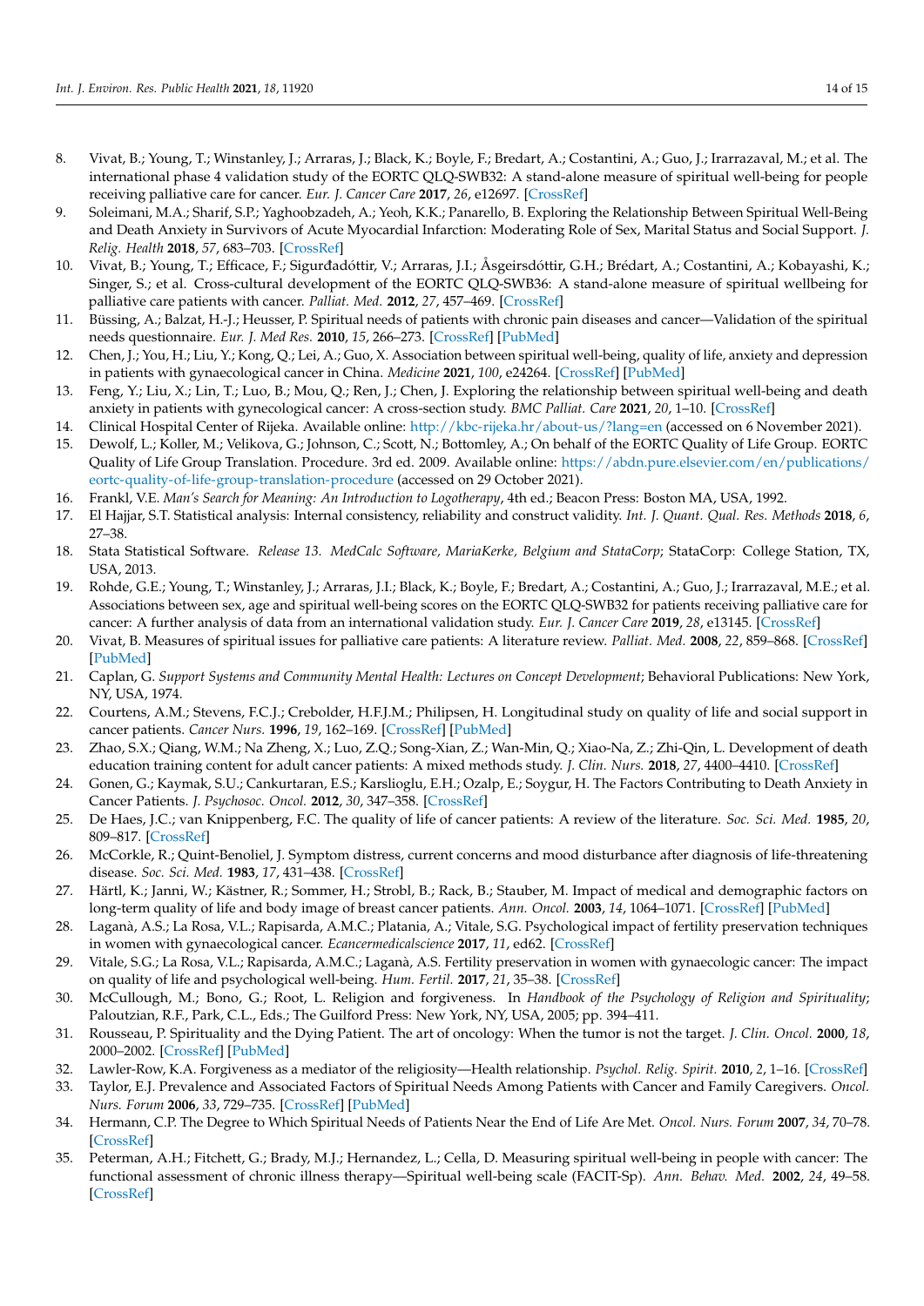8. Vivat, B.; Young, T.; Winstanley, J.; Arraras, J.; Black, K.; Boyle, F.; Bredart, A.; Costantini, A.; Guo, J.; Irarrazaval, M.; et al. The international phase 4 validation study of the EORTC QLQ-SWB32: A stand-alone measure of spiritual well-being for people receiving palliative care for cancer. *Eur. J. Cancer Care* **2017**, *26*, e12697. [CrossRef]
9. Soleimani, M.A.; Sharif, S.P.; Yaghoobzadeh, A.; Yeoh, K.K.; Panarello, B. Exploring the Relationship Between Spiritual Well-Being and Death Anxiety in Survivors of Acute Myocardial Infarction: Moderating Role of Sex, Marital Status and Social Support. *J. Relig. Health* **2018**, *57*, 683–703. [CrossRef]
10. Vivat, B.; Young, T.; Efficace, F.; Sigurđadóttir, V.; Arraras, J.I.; Åsgeirsdóttir, G.H.; Brédart, A.; Costantini, A.; Kobayashi, K.; Singer, S.; et al. Cross-cultural development of the EORTC QLQ-SWB36: A stand-alone measure of spiritual wellbeing for palliative care patients with cancer. *Palliat. Med.* **2012**, *27*, 457–469. [CrossRef]
11. Büssing, A.; Balzat, H.-J.; Heusser, P. Spiritual needs of patients with chronic pain diseases and cancer—Validation of the spiritual needs questionnaire. *Eur. J. Med Res.* **2010**, *15*, 266–273. [CrossRef] [PubMed]
12. Chen, J.; You, H.; Liu, Y.; Kong, Q.; Lei, A.; Guo, X. Association between spiritual well-being, quality of life, anxiety and depression in patients with gynaecological cancer in China. *Medicine* **2021**, *100*, e24264. [CrossRef] [PubMed]
13. Feng, Y.; Liu, X.; Lin, T.; Luo, B.; Mou, Q.; Ren, J.; Chen, J. Exploring the relationship between spiritual well-being and death anxiety in patients with gynecological cancer: A cross-section study. *BMC Palliat. Care* **2021**, *20*, 1–10. [CrossRef]
14. Clinical Hospital Center of Rijeka. Available online: http://kbc-rijeka.hr/about-us/?lang=en (accessed on 6 November 2021).
15. Dewolf, L.; Koller, M.; Velikova, G.; Johnson, C.; Scott, N.; Bottomley, A.; On behalf of the EORTC Quality of Life Group. EORTC Quality of Life Group Translation. Procedure. 3rd ed. 2009. Available online: https://abdn.pure.elsevier.com/en/publications/eortc-quality-of-life-group-translation-procedure (accessed on 29 October 2021).
16. Frankl, V.E. *Man's Search for Meaning: An Introduction to Logotherapy*, 4th ed.; Beacon Press: Boston MA, USA, 1992.
17. El Hajjar, S.T. Statistical analysis: Internal consistency, reliability and construct validity. *Int. J. Quant. Qual. Res. Methods* **2018**, *6*, 27–38.
18. Stata Statistical Software. *Release 13. MedCalc Software, MariaKerke, Belgium and StataCorp*; StataCorp: College Station, TX, USA, 2013.
19. Rohde, G.E.; Young, T.; Winstanley, J.; Arraras, J.I.; Black, K.; Boyle, F.; Bredart, A.; Costantini, A.; Guo, J.; Irarrazaval, M.E.; et al. Associations between sex, age and spiritual well-being scores on the EORTC QLQ-SWB32 for patients receiving palliative care for cancer: A further analysis of data from an international validation study. *Eur. J. Cancer Care* **2019**, *28*, e13145. [CrossRef]
20. Vivat, B. Measures of spiritual issues for palliative care patients: A literature review. *Palliat. Med.* **2008**, *22*, 859–868. [CrossRef] [PubMed]
21. Caplan, G. *Support Systems and Community Mental Health: Lectures on Concept Development*; Behavioral Publications: New York, NY, USA, 1974.
22. Courtens, A.M.; Stevens, F.C.J.; Crebolder, H.F.J.M.; Philipsen, H. Longitudinal study on quality of life and social support in cancer patients. *Cancer Nurs.* **1996**, *19*, 162–169. [CrossRef] [PubMed]
23. Zhao, S.X.; Qiang, W.M.; Na Zheng, X.; Luo, Z.Q.; Song-Xian, Z.; Wan-Min, Q.; Xiao-Na, Z.; Zhi-Qin, L. Development of death education training content for adult cancer patients: A mixed methods study. *J. Clin. Nurs.* **2018**, *27*, 4400–4410. [CrossRef]
24. Gonen, G.; Kaymak, S.U.; Cankurtaran, E.S.; Karslioglu, E.H.; Ozalp, E.; Soygur, H. The Factors Contributing to Death Anxiety in Cancer Patients. *J. Psychosoc. Oncol.* **2012**, *30*, 347–358. [CrossRef]
25. De Haes, J.C.; van Knippenberg, F.C. The quality of life of cancer patients: A review of the literature. *Soc. Sci. Med.* **1985**, *20*, 809–817. [CrossRef]
26. McCorkle, R.; Quint-Benoliel, J. Symptom distress, current concerns and mood disturbance after diagnosis of life-threatening disease. *Soc. Sci. Med.* **1983**, *17*, 431–438. [CrossRef]
27. Härtl, K.; Janni, W.; Kästner, R.; Sommer, H.; Strobl, B.; Rack, B.; Stauber, M. Impact of medical and demographic factors on long-term quality of life and body image of breast cancer patients. *Ann. Oncol.* **2003**, *14*, 1064–1071. [CrossRef] [PubMed]
28. Laganà, A.S.; La Rosa, V.L.; Rapisarda, A.M.C.; Platania, A.; Vitale, S.G. Psychological impact of fertility preservation techniques in women with gynaecological cancer. *Ecancermedicalscience* **2017**, *11*, ed62. [CrossRef]
29. Vitale, S.G.; La Rosa, V.L.; Rapisarda, A.M.C.; Laganà, A.S. Fertility preservation in women with gynaecologic cancer: The impact on quality of life and psychological well-being. *Hum. Fertil.* **2017**, *21*, 35–38. [CrossRef]
30. McCullough, M.; Bono, G.; Root, L. Religion and forgiveness. In *Handbook of the Psychology of Religion and Spirituality*; Paloutzian, R.F., Park, C.L., Eds.; The Guilford Press: New York, NY, USA, 2005; pp. 394–411.
31. Rousseau, P. Spirituality and the Dying Patient. The art of oncology: When the tumor is not the target. *J. Clin. Oncol.* **2000**, *18*, 2000–2002. [CrossRef] [PubMed]
32. Lawler-Row, K.A. Forgiveness as a mediator of the religiosity—Health relationship. *Psychol. Relig. Spirit.* **2010**, *2*, 1–16. [CrossRef]
33. Taylor, E.J. Prevalence and Associated Factors of Spiritual Needs Among Patients with Cancer and Family Caregivers. *Oncol. Nurs. Forum* **2006**, *33*, 729–735. [CrossRef] [PubMed]
34. Hermann, C.P. The Degree to Which Spiritual Needs of Patients Near the End of Life Are Met. *Oncol. Nurs. Forum* **2007**, *34*, 70–78. [CrossRef]
35. Peterman, A.H.; Fitchett, G.; Brady, M.J.; Hernandez, L.; Cella, D. Measuring spiritual well-being in people with cancer: The functional assessment of chronic illness therapy—Spiritual well-being scale (FACIT-Sp). *Ann. Behav. Med.* **2002**, *24*, 49–58. [CrossRef]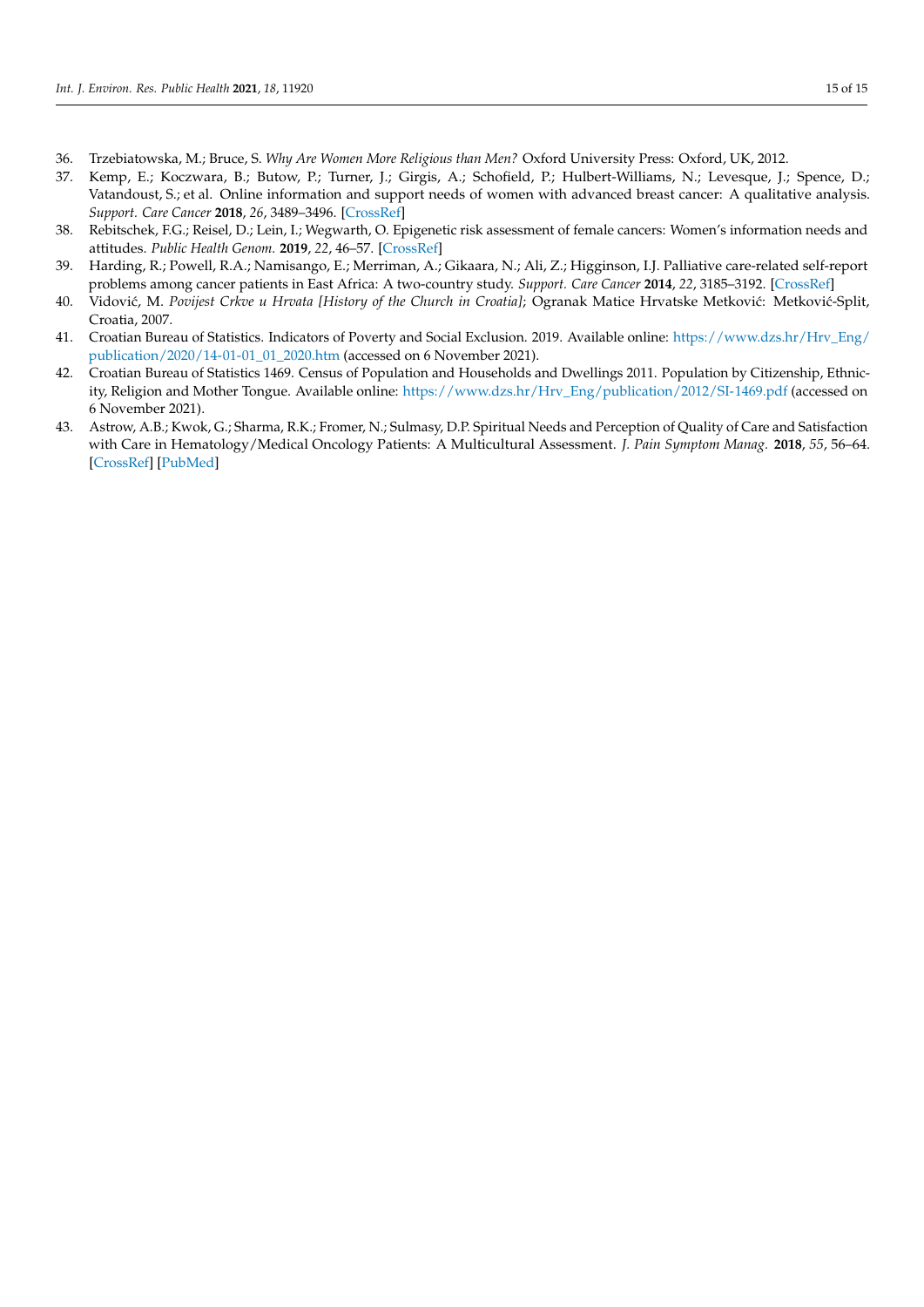36. Trzebiatowska, M.; Bruce, S. *Why Are Women More Religious than Men?* Oxford University Press: Oxford, UK, 2012.
37. Kemp, E.; Koczwara, B.; Butow, P.; Turner, J.; Girgis, A.; Schofield, P.; Hulbert-Williams, N.; Levesque, J.; Spence, D.; Vatandoust, S.; et al. Online information and support needs of women with advanced breast cancer: A qualitative analysis. *Support. Care Cancer* **2018**, *26*, 3489–3496. [CrossRef]
38. Rebitschek, F.G.; Reisel, D.; Lein, I.; Wegwarth, O. Epigenetic risk assessment of female cancers: Women's information needs and attitudes. *Public Health Genom.* **2019**, *22*, 46–57. [CrossRef]
39. Harding, R.; Powell, R.A.; Namisango, E.; Merriman, A.; Gikaara, N.; Ali, Z.; Higginson, I.J. Palliative care-related self-report problems among cancer patients in East Africa: A two-country study. *Support. Care Cancer* **2014**, *22*, 3185–3192. [CrossRef]
40. Vidović, M. *Povijest Crkve u Hrvata [History of the Church in Croatia]*; Ogranak Matice Hrvatske Metković: Metković-Split, Croatia, 2007.
41. Croatian Bureau of Statistics. Indicators of Poverty and Social Exclusion. 2019. Available online: https://www.dzs.hr/Hrv_Eng/publication/2020/14-01-01_01_2020.htm (accessed on 6 November 2021).
42. Croatian Bureau of Statistics 1469. Census of Population and Households and Dwellings 2011. Population by Citizenship, Ethnicity, Religion and Mother Tongue. Available online: https://www.dzs.hr/Hrv_Eng/publication/2012/SI-1469.pdf (accessed on 6 November 2021).
43. Astrow, A.B.; Kwok, G.; Sharma, R.K.; Fromer, N.; Sulmasy, D.P. Spiritual Needs and Perception of Quality of Care and Satisfaction with Care in Hematology/Medical Oncology Patients: A Multicultural Assessment. *J. Pain Symptom Manag.* **2018**, *55*, 56–64. [CrossRef] [PubMed]